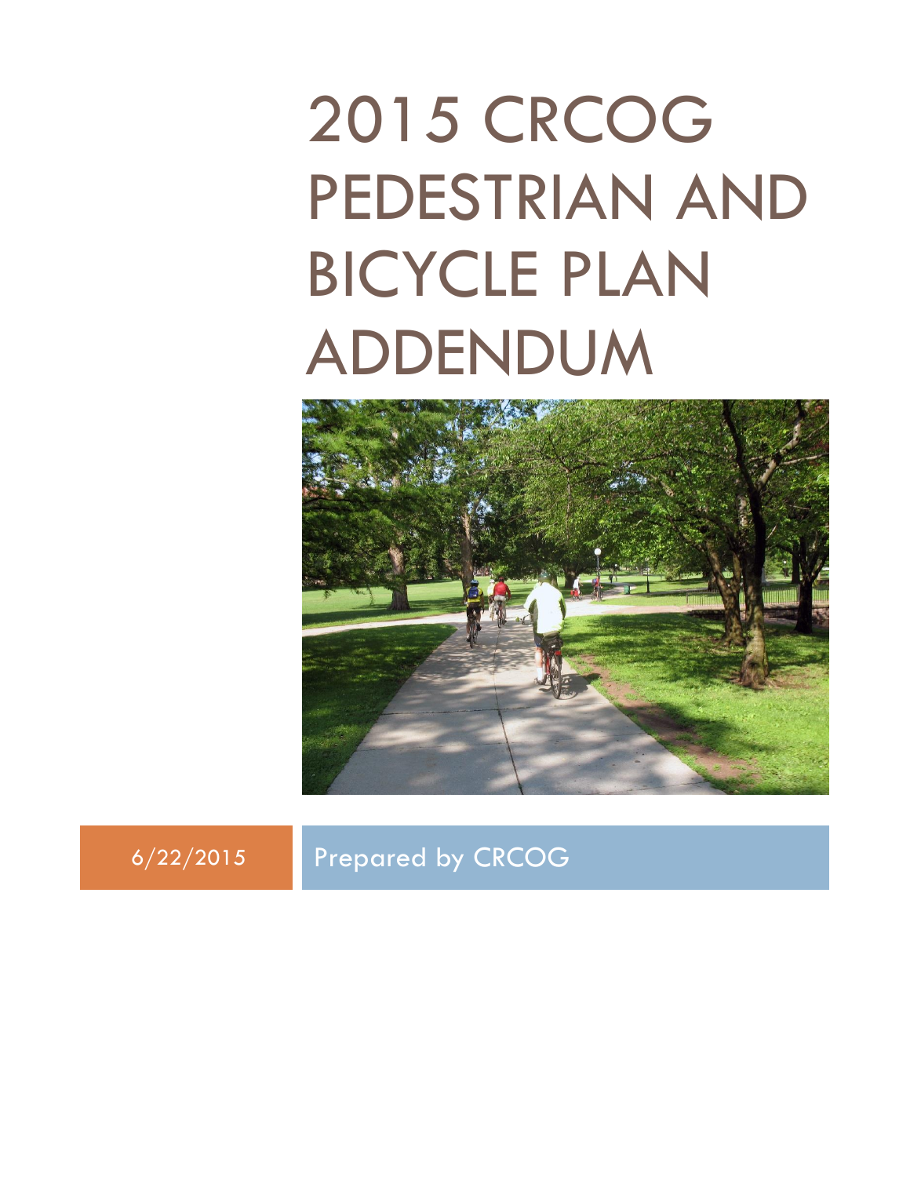# 2015 CRCOG PEDESTRIAN AND BICYCLE PLAN ADDENDUM

6/22/2015

Prepared by CRCOG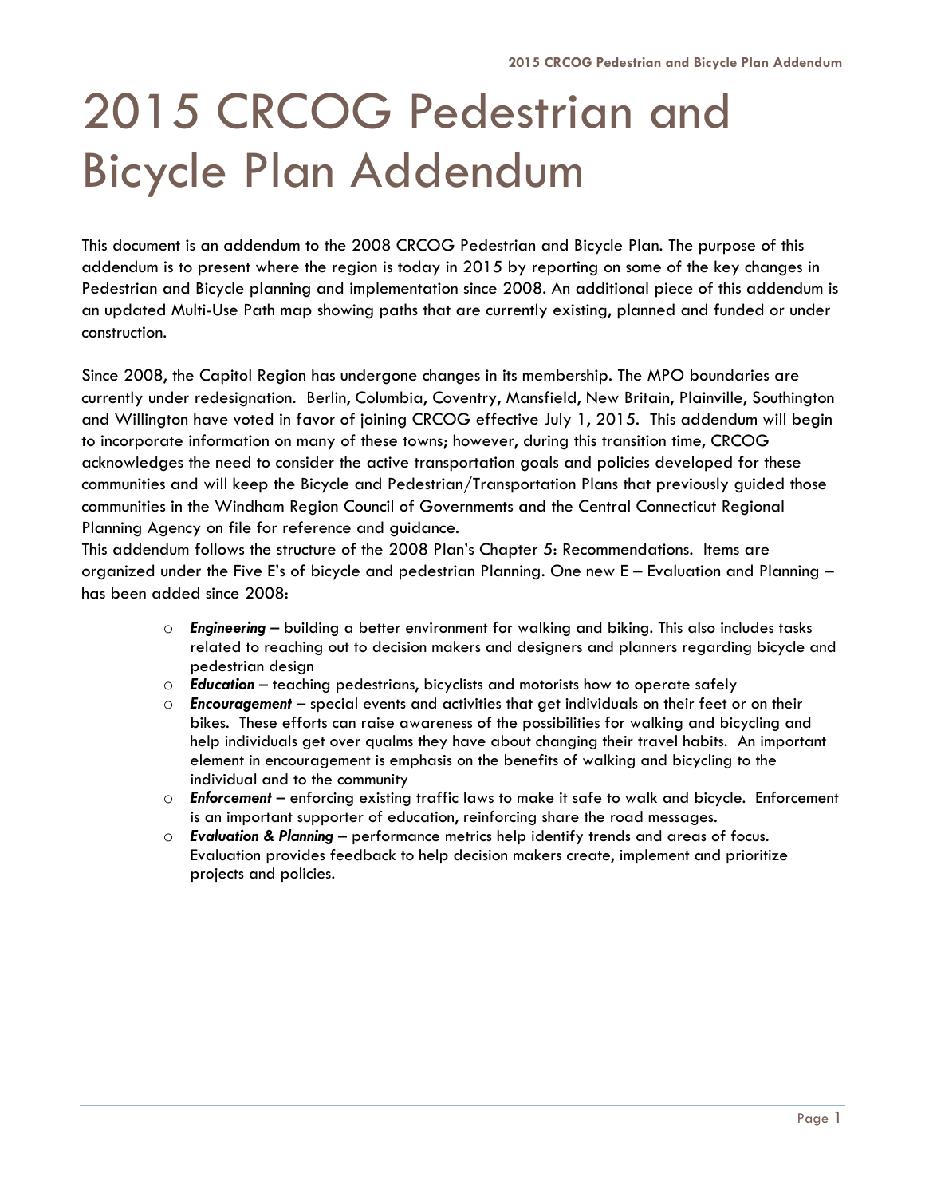# 2015 CRCOG Pedestrian and Bicycle Plan Addendum

This document is an addendum to the 2008 CRCOG Pedestrian and Bicycle Plan. The purpose of this addendum is to present where the region is today in 2015 by reporting on some of the key changes in Pedestrian and Bicycle planning and implementation since 2008. An additional piece of this addendum is an updated Multi-Use Path map showing paths that are currently existing, planned and funded or under construction.

Since 2008, the Capitol Region has undergone changes in its membership. The MPO boundaries are currently under redesignation. Berlin, Columbia, Coventry, Mansfield, New Britain, Plainville, Southington and Willington have voted in favor of joining CRCOG effective July 1, 2015. This addendum will begin to incorporate information on many of these towns; however, during this transition time, CRCOG acknowledges the need to consider the active transportation goals and policies developed for these communities and will keep the Bicycle and Pedestrian/Transportation Plans that previously guided those communities in the Windham Region Council of Governments and the Central Connecticut Regional Planning Agency on file for reference and guidance.

This addendum follows the structure of the 2008 Plan's Chapter 5: Recommendations. Items are organized under the Five E's of bicycle and pedestrian Planning. One new E – Evaluation and Planning – has been added since 2008:

- ***Engineering*** – building a better environment for walking and biking. This also includes tasks related to reaching out to decision makers and designers and planners regarding bicycle and pedestrian design
- ***Education*** – teaching pedestrians, bicyclists and motorists how to operate safely
- ***Encouragement*** – special events and activities that get individuals on their feet or on their bikes. These efforts can raise awareness of the possibilities for walking and bicycling and help individuals get over qualms they have about changing their travel habits. An important element in encouragement is emphasis on the benefits of walking and bicycling to the individual and to the community
- ***Enforcement*** – enforcing existing traffic laws to make it safe to walk and bicycle. Enforcement is an important supporter of education, reinforcing share the road messages.
- ***Evaluation & Planning*** – performance metrics help identify trends and areas of focus. Evaluation provides feedback to help decision makers create, implement and prioritize projects and policies.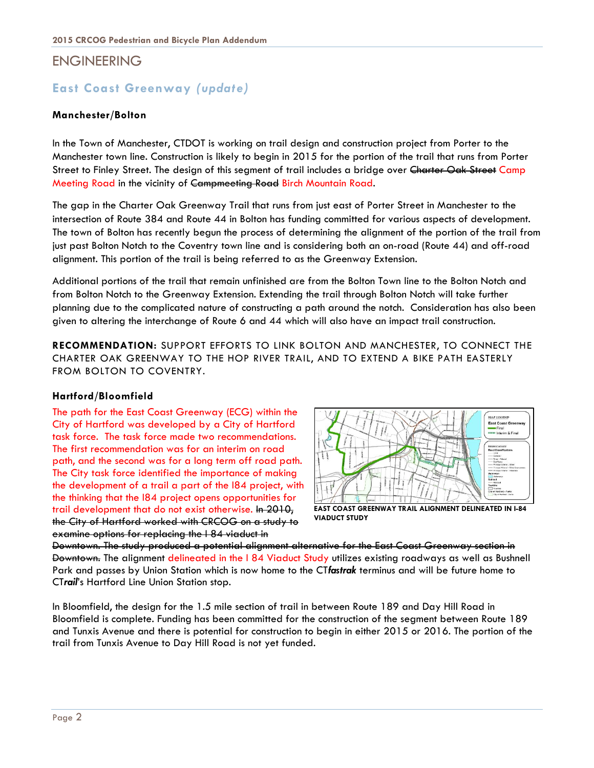# ENGINEERING

## East Coast Greenway *(update)*

### Manchester/Bolton

In the Town of Manchester, CTDOT is working on trail design and construction project from Porter to the Manchester town line. Construction is likely to begin in 2015 for the portion of the trail that runs from Porter Street to Finley Street. The design of this segment of trail includes a bridge over ~~Charter Oak Street~~ Camp Meeting Road in the vicinity of ~~Campmeeting Road~~ Birch Mountain Road.

The gap in the Charter Oak Greenway Trail that runs from just east of Porter Street in Manchester to the intersection of Route 384 and Route 44 in Bolton has funding committed for various aspects of development. The town of Bolton has recently begun the process of determining the alignment of the portion of the trail from just past Bolton Notch to the Coventry town line and is considering both an on-road (Route 44) and off-road alignment. This portion of the trail is being referred to as the Greenway Extension.

Additional portions of the trail that remain unfinished are from the Bolton Town line to the Bolton Notch and from Bolton Notch to the Greenway Extension. Extending the trail through Bolton Notch will take further planning due to the complicated nature of constructing a path around the notch. Consideration has also been given to altering the interchange of Route 6 and 44 which will also have an impact trail construction.

**RECOMMENDATION**: SUPPORT EFFORTS TO LINK BOLTON AND MANCHESTER, TO CONNECT THE CHARTER OAK GREENWAY TO THE HOP RIVER TRAIL, AND TO EXTEND A BIKE PATH EASTERLY FROM BOLTON TO COVENTRY.

### Hartford/Bloomfield

The path for the East Coast Greenway (ECG) within the City of Hartford was developed by a City of Hartford task force. The task force made two recommendations. The first recommendation was for an interim on road path, and the second was for a long term off road path. The City task force identified the importance of making the development of a trail a part of the I84 project, with the thinking that the I84 project opens opportunities for trail development that do not exist otherwise. ~~In 2010, the City of Hartford worked with CRCOG on a study to examine options for replacing the I 84 viaduct in Downtown. The study produced a potential alignment alternative for the East Coast Greenway section in Downtown.~~ The alignment delineated in the I 84 Viaduct Study utilizes existing roadways as well as Bushnell Park and passes by Union Station which is now home to the CT*fastrak* terminus and will be future home to CT*rail*'s Hartford Line Union Station stop.

EAST COAST GREENWAY TRAIL ALIGNMENT DELINEATED IN I-84 VIADUCT STUDY

In Bloomfield, the design for the 1.5 mile section of trail in between Route 189 and Day Hill Road in Bloomfield is complete. Funding has been committed for the construction of the segment between Route 189 and Tunxis Avenue and there is potential for construction to begin in either 2015 or 2016. The portion of the trail from Tunxis Avenue to Day Hill Road is not yet funded.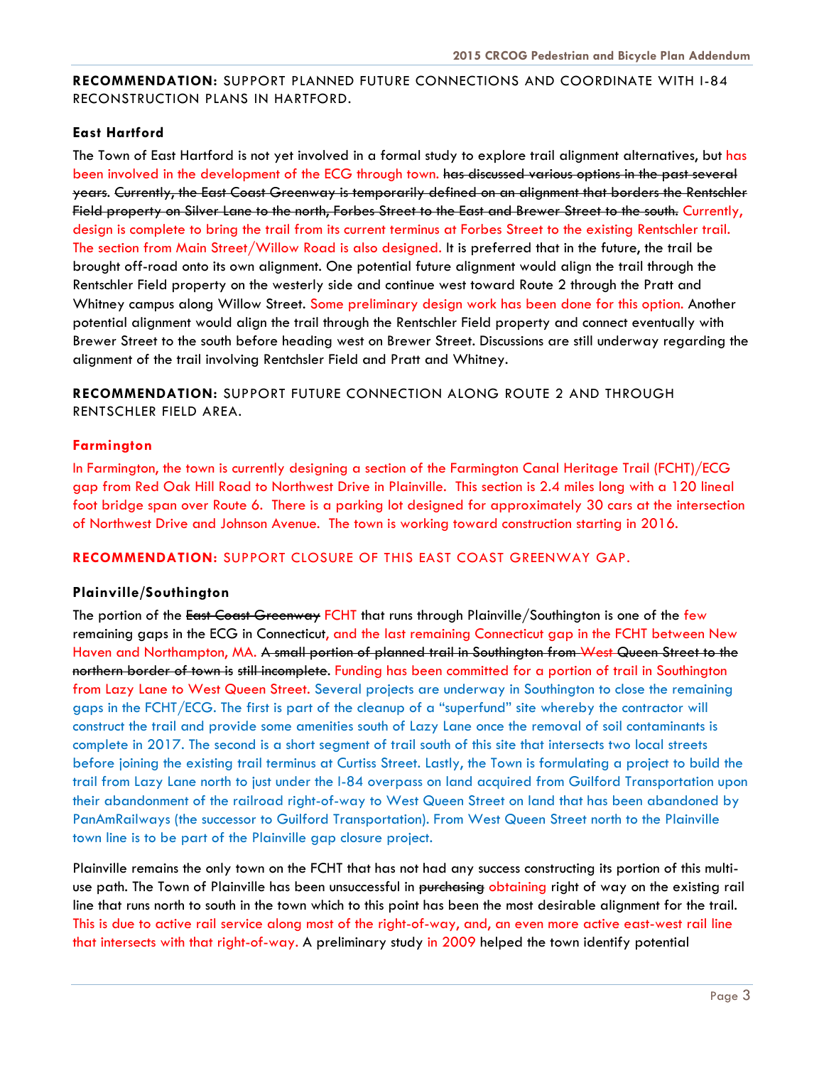**RECOMMENDATION:** SUPPORT PLANNED FUTURE CONNECTIONS AND COORDINATE WITH I-84 RECONSTRUCTION PLANS IN HARTFORD.

**East Hartford**

The Town of East Hartford is not yet involved in a formal study to explore trail alignment alternatives, but has been involved in the development of the ECG through town. ~~has discussed various options in the past several years.~~ ~~Currently, the East Coast Greenway is temporarily defined on an alignment that borders the Rentschler Field property on Silver Lane to the north, Forbes Street to the East and Brewer Street to the south.~~ Currently, design is complete to bring the trail from its current terminus at Forbes Street to the existing Rentschler trail. The section from Main Street/Willow Road is also designed. It is preferred that in the future, the trail be brought off-road onto its own alignment. One potential future alignment would align the trail through the Rentschler Field property on the westerly side and continue west toward Route 2 through the Pratt and Whitney campus along Willow Street. Some preliminary design work has been done for this option. Another potential alignment would align the trail through the Rentschler Field property and connect eventually with Brewer Street to the south before heading west on Brewer Street. Discussions are still underway regarding the alignment of the trail involving Rentchsler Field and Pratt and Whitney.

**RECOMMENDATION:** SUPPORT FUTURE CONNECTION ALONG ROUTE 2 AND THROUGH RENTSCHLER FIELD AREA.

**Farmington**

In Farmington, the town is currently designing a section of the Farmington Canal Heritage Trail (FCHT)/ECG gap from Red Oak Hill Road to Northwest Drive in Plainville. This section is 2.4 miles long with a 120 lineal foot bridge span over Route 6. There is a parking lot designed for approximately 30 cars at the intersection of Northwest Drive and Johnson Avenue. The town is working toward construction starting in 2016.

**RECOMMENDATION:** SUPPORT CLOSURE OF THIS EAST COAST GREENWAY GAP.

**Plainville/Southington**

The portion of the ~~East Coast Greenway~~ FCHT that runs through Plainville/Southington is one of the few remaining gaps in the ECG in Connecticut, and the last remaining Connecticut gap in the FCHT between New Haven and Northampton, MA. ~~A small portion of planned trail in Southington from West Queen Street to the northern border of town is still incomplete.~~ Funding has been committed for a portion of trail in Southington from Lazy Lane to West Queen Street. Several projects are underway in Southington to close the remaining gaps in the FCHT/ECG. The first is part of the cleanup of a "superfund" site whereby the contractor will construct the trail and provide some amenities south of Lazy Lane once the removal of soil contaminants is complete in 2017. The second is a short segment of trail south of this site that intersects two local streets before joining the existing trail terminus at Curtiss Street. Lastly, the Town is formulating a project to build the trail from Lazy Lane north to just under the I-84 overpass on land acquired from Guilford Transportation upon their abandonment of the railroad right-of-way to West Queen Street on land that has been abandoned by PanAmRailways (the successor to Guilford Transportation). From West Queen Street north to the Plainville town line is to be part of the Plainville gap closure project.

Plainville remains the only town on the FCHT that has not had any success constructing its portion of this multi-use path. The Town of Plainville has been unsuccessful in ~~purchasing~~ obtaining right of way on the existing rail line that runs north to south in the town which to this point has been the most desirable alignment for the trail. This is due to active rail service along most of the right-of-way, and, an even more active east-west rail line that intersects with that right-of-way. A preliminary study in 2009 helped the town identify potential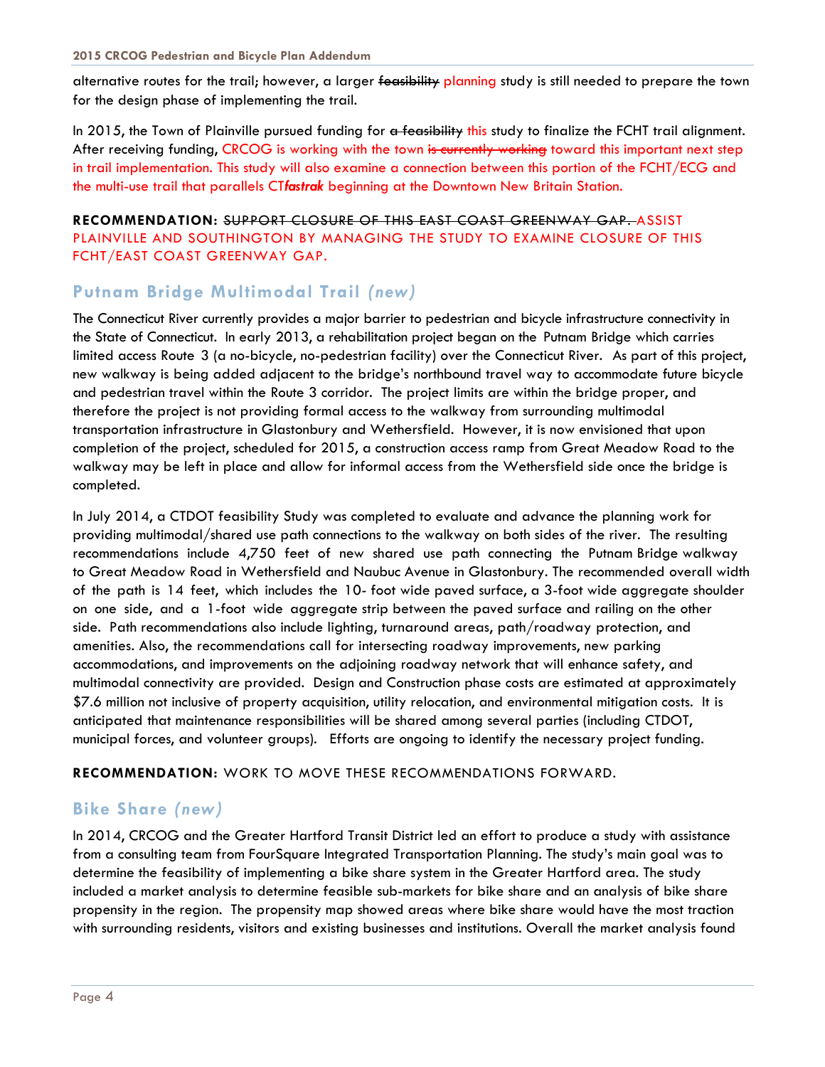alternative routes for the trail; however, a larger ~~feasibility~~ planning study is still needed to prepare the town for the design phase of implementing the trail.

In 2015, the Town of Plainville pursued funding for ~~a feasibility~~ this study to finalize the FCHT trail alignment. After receiving funding, CRCOG is working with the town ~~is currently working~~ toward this important next step in trail implementation. This study will also examine a connection between this portion of the FCHT/ECG and the multi-use trail that parallels CT***fastrak*** beginning at the Downtown New Britain Station.

**RECOMMENDATION:** ~~SUPPORT CLOSURE OF THIS EAST COAST GREENWAY GAP.~~ ASSIST PLAINVILLE AND SOUTHINGTON BY MANAGING THE STUDY TO EXAMINE CLOSURE OF THIS FCHT/EAST COAST GREENWAY GAP.

## Putnam Bridge Multimodal Trail *(new)*

The Connecticut River currently provides a major barrier to pedestrian and bicycle infrastructure connectivity in the State of Connecticut. In early 2013, a rehabilitation project began on the Putnam Bridge which carries limited access Route 3 (a no-bicycle, no-pedestrian facility) over the Connecticut River. As part of this project, new walkway is being added adjacent to the bridge's northbound travel way to accommodate future bicycle and pedestrian travel within the Route 3 corridor. The project limits are within the bridge proper, and therefore the project is not providing formal access to the walkway from surrounding multimodal transportation infrastructure in Glastonbury and Wethersfield. However, it is now envisioned that upon completion of the project, scheduled for 2015, a construction access ramp from Great Meadow Road to the walkway may be left in place and allow for informal access from the Wethersfield side once the bridge is completed.

In July 2014, a CTDOT feasibility Study was completed to evaluate and advance the planning work for providing multimodal/shared use path connections to the walkway on both sides of the river. The resulting recommendations include 4,750 feet of new shared use path connecting the Putnam Bridge walkway to Great Meadow Road in Wethersfield and Naubuc Avenue in Glastonbury. The recommended overall width of the path is 14 feet, which includes the 10- foot wide paved surface, a 3-foot wide aggregate shoulder on one side, and a 1-foot wide aggregate strip between the paved surface and railing on the other side. Path recommendations also include lighting, turnaround areas, path/roadway protection, and amenities. Also, the recommendations call for intersecting roadway improvements, new parking accommodations, and improvements on the adjoining roadway network that will enhance safety, and multimodal connectivity are provided. Design and Construction phase costs are estimated at approximately $7.6 million not inclusive of property acquisition, utility relocation, and environmental mitigation costs. It is anticipated that maintenance responsibilities will be shared among several parties (including CTDOT, municipal forces, and volunteer groups). Efforts are ongoing to identify the necessary project funding.

**RECOMMENDATION:** WORK TO MOVE THESE RECOMMENDATIONS FORWARD.

## Bike Share *(new)*

In 2014, CRCOG and the Greater Hartford Transit District led an effort to produce a study with assistance from a consulting team from FourSquare Integrated Transportation Planning. The study's main goal was to determine the feasibility of implementing a bike share system in the Greater Hartford area. The study included a market analysis to determine feasible sub-markets for bike share and an analysis of bike share propensity in the region. The propensity map showed areas where bike share would have the most traction with surrounding residents, visitors and existing businesses and institutions. Overall the market analysis found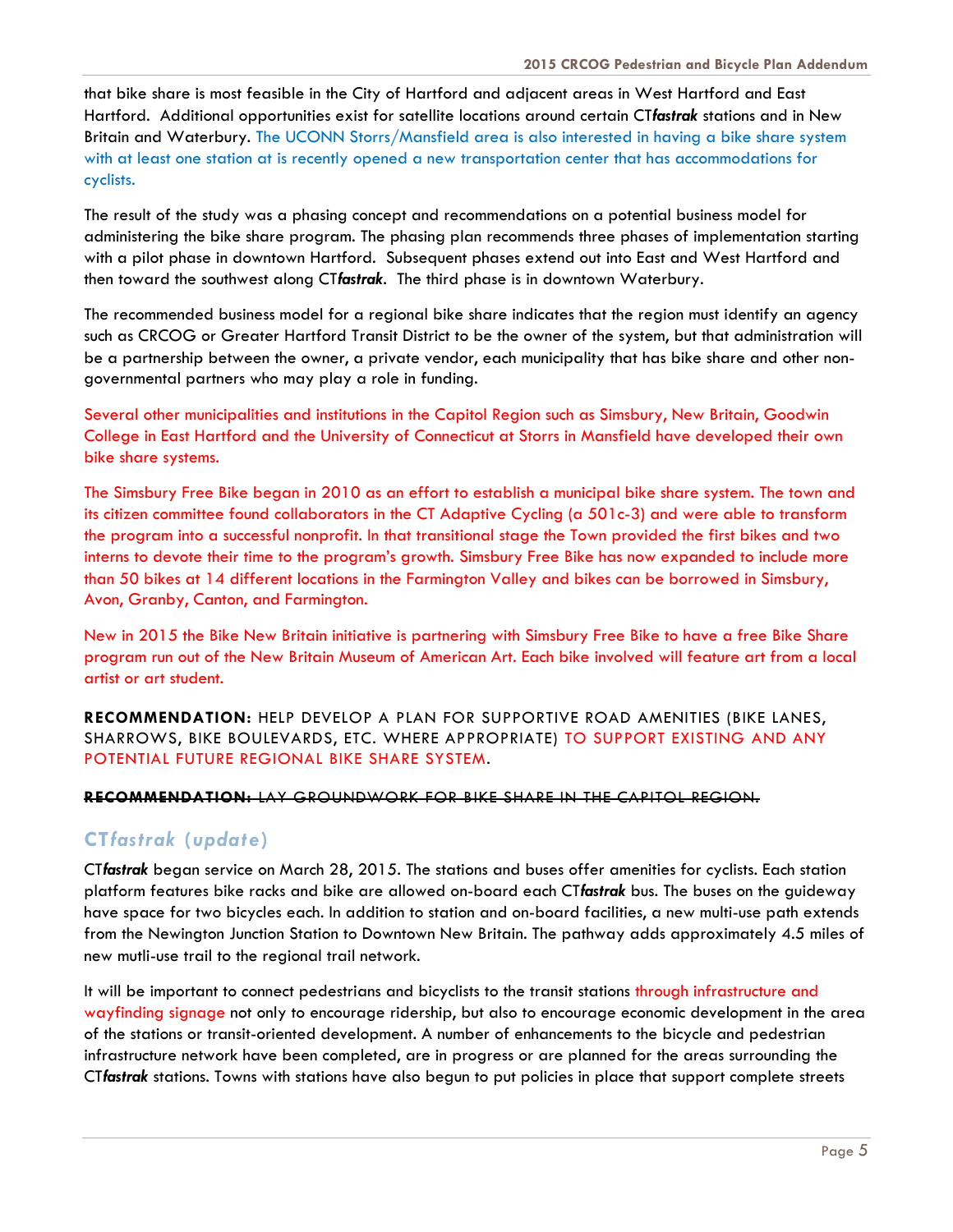that bike share is most feasible in the City of Hartford and adjacent areas in West Hartford and East Hartford. Additional opportunities exist for satellite locations around certain CT***fastrak*** stations and in New Britain and Waterbury. The UCONN Storrs/Mansfield area is also interested in having a bike share system with at least one station at is recently opened a new transportation center that has accommodations for cyclists.

The result of the study was a phasing concept and recommendations on a potential business model for administering the bike share program. The phasing plan recommends three phases of implementation starting with a pilot phase in downtown Hartford. Subsequent phases extend out into East and West Hartford and then toward the southwest along CT***fastrak***. The third phase is in downtown Waterbury.

The recommended business model for a regional bike share indicates that the region must identify an agency such as CRCOG or Greater Hartford Transit District to be the owner of the system, but that administration will be a partnership between the owner, a private vendor, each municipality that has bike share and other non-governmental partners who may play a role in funding.

Several other municipalities and institutions in the Capitol Region such as Simsbury, New Britain, Goodwin College in East Hartford and the University of Connecticut at Storrs in Mansfield have developed their own bike share systems.

The Simsbury Free Bike began in 2010 as an effort to establish a municipal bike share system. The town and its citizen committee found collaborators in the CT Adaptive Cycling (a 501c-3) and were able to transform the program into a successful nonprofit. In that transitional stage the Town provided the first bikes and two interns to devote their time to the program's growth. Simsbury Free Bike has now expanded to include more than 50 bikes at 14 different locations in the Farmington Valley and bikes can be borrowed in Simsbury, Avon, Granby, Canton, and Farmington.

New in 2015 the Bike New Britain initiative is partnering with Simsbury Free Bike to have a free Bike Share program run out of the New Britain Museum of American Art. Each bike involved will feature art from a local artist or art student.

**RECOMMENDATION:** HELP DEVELOP A PLAN FOR SUPPORTIVE ROAD AMENITIES (BIKE LANES, SHARROWS, BIKE BOULEVARDS, ETC. WHERE APPROPRIATE) TO SUPPORT EXISTING AND ANY POTENTIAL FUTURE REGIONAL BIKE SHARE SYSTEM.

~~**RECOMMENDATION:** LAY GROUNDWORK FOR BIKE SHARE IN THE CAPITOL REGION.~~

## CT*fastrak* (update)

CT***fastrak*** began service on March 28, 2015. The stations and buses offer amenities for cyclists. Each station platform features bike racks and bike are allowed on-board each CT***fastrak*** bus. The buses on the guideway have space for two bicycles each. In addition to station and on-board facilities, a new multi-use path extends from the Newington Junction Station to Downtown New Britain. The pathway adds approximately 4.5 miles of new mutli-use trail to the regional trail network.

It will be important to connect pedestrians and bicyclists to the transit stations through infrastructure and wayfinding signage not only to encourage ridership, but also to encourage economic development in the area of the stations or transit-oriented development. A number of enhancements to the bicycle and pedestrian infrastructure network have been completed, are in progress or are planned for the areas surrounding the CT***fastrak*** stations. Towns with stations have also begun to put policies in place that support complete streets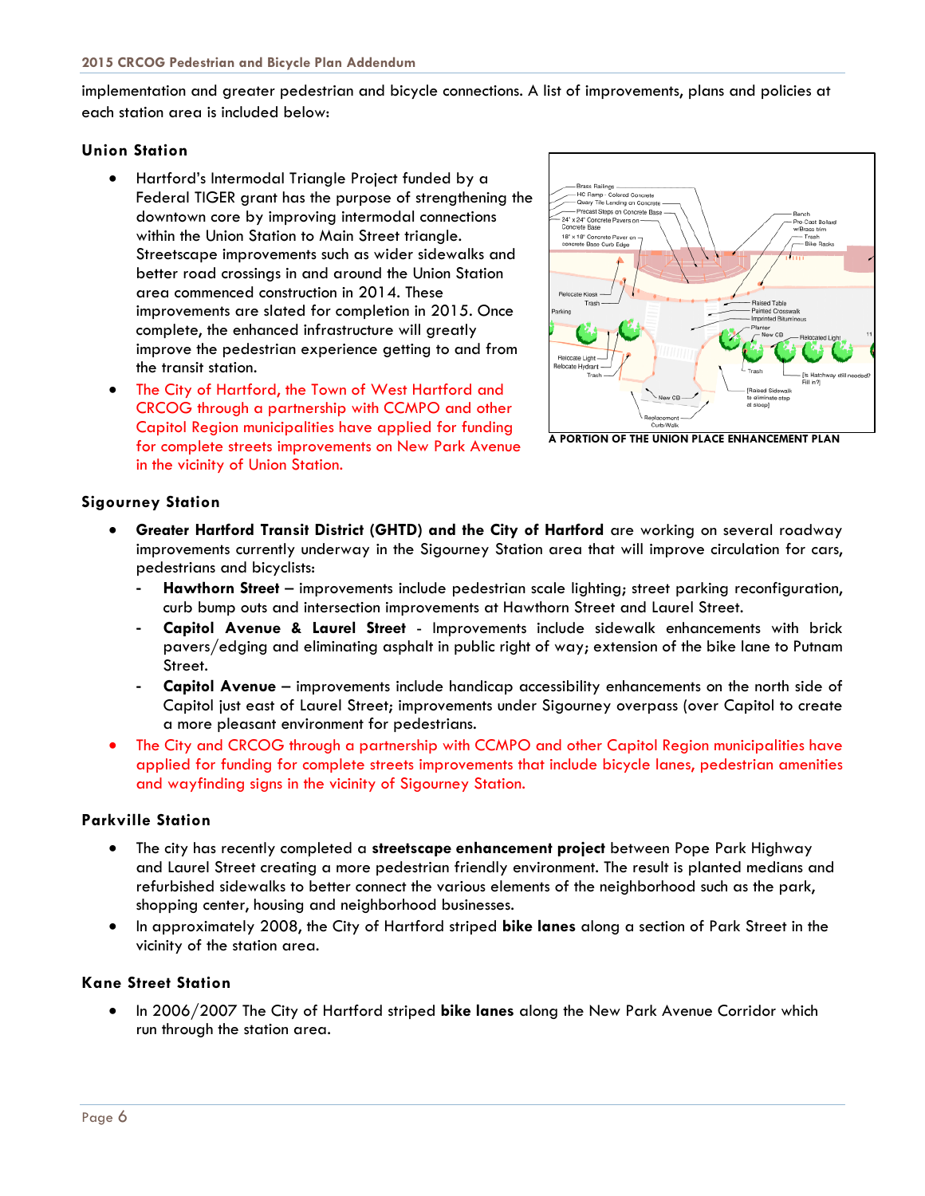implementation and greater pedestrian and bicycle connections. A list of improvements, plans and policies at each station area is included below:

### Union Station

- Hartford's Intermodal Triangle Project funded by a Federal TIGER grant has the purpose of strengthening the downtown core by improving intermodal connections within the Union Station to Main Street triangle. Streetscape improvements such as wider sidewalks and better road crossings in and around the Union Station area commenced construction in 2014. These improvements are slated for completion in 2015. Once complete, the enhanced infrastructure will greatly improve the pedestrian experience getting to and from the transit station.
- The City of Hartford, the Town of West Hartford and CRCOG through a partnership with CCMPO and other Capitol Region municipalities have applied for funding for complete streets improvements on New Park Avenue in the vicinity of Union Station.

A PORTION OF THE UNION PLACE ENHANCEMENT PLAN

### Sigourney Station

- **Greater Hartford Transit District (GHTD) and the City of Hartford** are working on several roadway improvements currently underway in the Sigourney Station area that will improve circulation for cars, pedestrians and bicyclists:
  - **Hawthorn Street** – improvements include pedestrian scale lighting; street parking reconfiguration, curb bump outs and intersection improvements at Hawthorn Street and Laurel Street.
  - **Capitol Avenue & Laurel Street** - Improvements include sidewalk enhancements with brick pavers/edging and eliminating asphalt in public right of way; extension of the bike lane to Putnam Street.
  - **Capitol Avenue** – improvements include handicap accessibility enhancements on the north side of Capitol just east of Laurel Street; improvements under Sigourney overpass (over Capitol to create a more pleasant environment for pedestrians.
- The City and CRCOG through a partnership with CCMPO and other Capitol Region municipalities have applied for funding for complete streets improvements that include bicycle lanes, pedestrian amenities and wayfinding signs in the vicinity of Sigourney Station.

### Parkville Station

- The city has recently completed a **streetscape enhancement project** between Pope Park Highway and Laurel Street creating a more pedestrian friendly environment. The result is planted medians and refurbished sidewalks to better connect the various elements of the neighborhood such as the park, shopping center, housing and neighborhood businesses.
- In approximately 2008, the City of Hartford striped **bike lanes** along a section of Park Street in the vicinity of the station area.

### Kane Street Station

- In 2006/2007 The City of Hartford striped **bike lanes** along the New Park Avenue Corridor which run through the station area.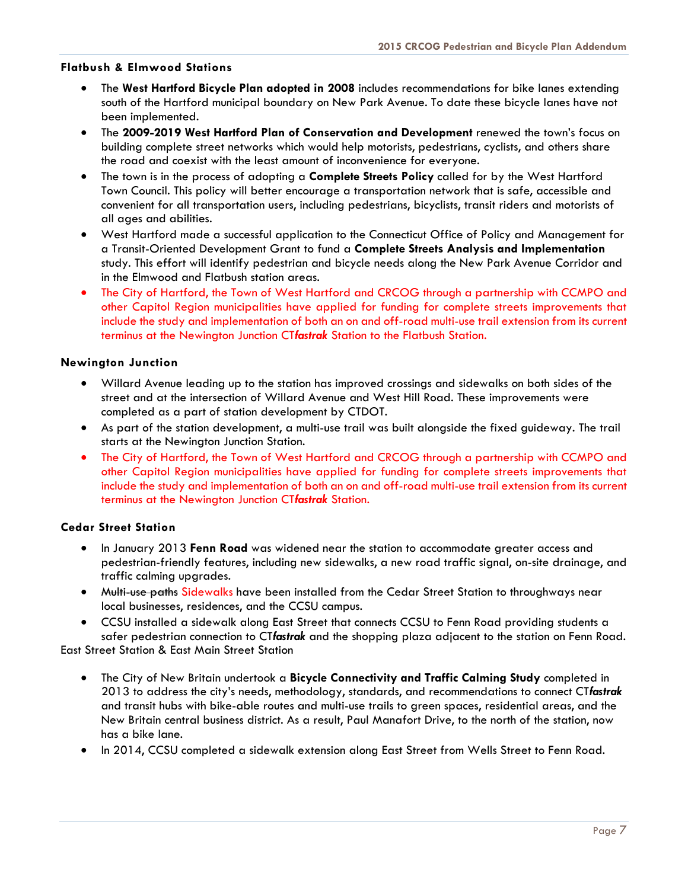### Flatbush & Elmwood Stations

- The **West Hartford Bicycle Plan adopted in 2008** includes recommendations for bike lanes extending south of the Hartford municipal boundary on New Park Avenue. To date these bicycle lanes have not been implemented.
- The **2009-2019 West Hartford Plan of Conservation and Development** renewed the town's focus on building complete street networks which would help motorists, pedestrians, cyclists, and others share the road and coexist with the least amount of inconvenience for everyone.
- The town is in the process of adopting a **Complete Streets Policy** called for by the West Hartford Town Council. This policy will better encourage a transportation network that is safe, accessible and convenient for all transportation users, including pedestrians, bicyclists, transit riders and motorists of all ages and abilities.
- West Hartford made a successful application to the Connecticut Office of Policy and Management for a Transit-Oriented Development Grant to fund a **Complete Streets Analysis and Implementation** study. This effort will identify pedestrian and bicycle needs along the New Park Avenue Corridor and in the Elmwood and Flatbush station areas.
- The City of Hartford, the Town of West Hartford and CRCOG through a partnership with CCMPO and other Capitol Region municipalities have applied for funding for complete streets improvements that include the study and implementation of both an on and off-road multi-use trail extension from its current terminus at the Newington Junction CT***fastrak*** Station to the Flatbush Station.

### Newington Junction

- Willard Avenue leading up to the station has improved crossings and sidewalks on both sides of the street and at the intersection of Willard Avenue and West Hill Road. These improvements were completed as a part of station development by CTDOT.
- As part of the station development, a multi-use trail was built alongside the fixed guideway. The trail starts at the Newington Junction Station.
- The City of Hartford, the Town of West Hartford and CRCOG through a partnership with CCMPO and other Capitol Region municipalities have applied for funding for complete streets improvements that include the study and implementation of both an on and off-road multi-use trail extension from its current terminus at the Newington Junction CT***fastrak*** Station.

### Cedar Street Station

- In January 2013 **Fenn Road** was widened near the station to accommodate greater access and pedestrian-friendly features, including new sidewalks, a new road traffic signal, on-site drainage, and traffic calming upgrades.
- ~~Multi-use paths~~ Sidewalks have been installed from the Cedar Street Station to throughways near local businesses, residences, and the CCSU campus.
- CCSU installed a sidewalk along East Street that connects CCSU to Fenn Road providing students a safer pedestrian connection to CT***fastrak*** and the shopping plaza adjacent to the station on Fenn Road.

East Street Station & East Main Street Station

- The City of New Britain undertook a **Bicycle Connectivity and Traffic Calming Study** completed in 2013 to address the city's needs, methodology, standards, and recommendations to connect CT***fastrak*** and transit hubs with bike-able routes and multi-use trails to green spaces, residential areas, and the New Britain central business district. As a result, Paul Manafort Drive, to the north of the station, now has a bike lane.
- In 2014, CCSU completed a sidewalk extension along East Street from Wells Street to Fenn Road.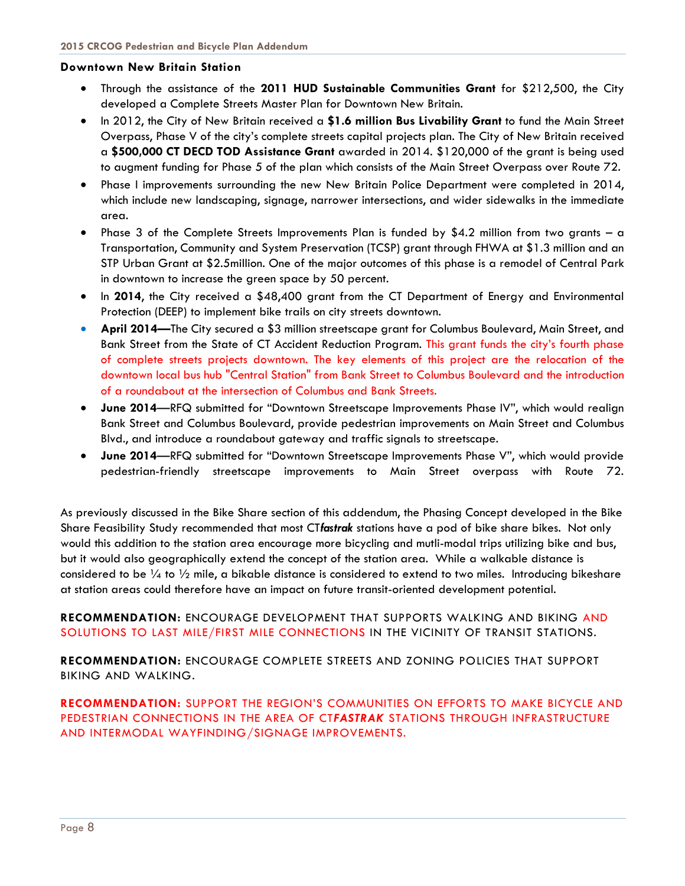### Downtown New Britain Station

- Through the assistance of the **2011 HUD Sustainable Communities Grant** for $212,500, the City developed a Complete Streets Master Plan for Downtown New Britain.
- In 2012, the City of New Britain received a **$1.6 million Bus Livability Grant** to fund the Main Street Overpass, Phase V of the city's complete streets capital projects plan. The City of New Britain received a **$500,000 CT DECD TOD Assistance Grant** awarded in 2014. $120,000 of the grant is being used to augment funding for Phase 5 of the plan which consists of the Main Street Overpass over Route 72.
- Phase I improvements surrounding the new New Britain Police Department were completed in 2014, which include new landscaping, signage, narrower intersections, and wider sidewalks in the immediate area.
- Phase 3 of the Complete Streets Improvements Plan is funded by $4.2 million from two grants – a Transportation, Community and System Preservation (TCSP) grant through FHWA at $1.3 million and an STP Urban Grant at $2.5million. One of the major outcomes of this phase is a remodel of Central Park in downtown to increase the green space by 50 percent.
- In **2014**, the City received a $48,400 grant from the CT Department of Energy and Environmental Protection (DEEP) to implement bike trails on city streets downtown.
- **April 2014—**The City secured a $3 million streetscape grant for Columbus Boulevard, Main Street, and Bank Street from the State of CT Accident Reduction Program. This grant funds the city's fourth phase of complete streets projects downtown. The key elements of this project are the relocation of the downtown local bus hub "Central Station" from Bank Street to Columbus Boulevard and the introduction of a roundabout at the intersection of Columbus and Bank Streets.
- **June 2014—**RFQ submitted for "Downtown Streetscape Improvements Phase IV", which would realign Bank Street and Columbus Boulevard, provide pedestrian improvements on Main Street and Columbus Blvd., and introduce a roundabout gateway and traffic signals to streetscape.
- **June 2014—**RFQ submitted for "Downtown Streetscape Improvements Phase V", which would provide pedestrian-friendly streetscape improvements to Main Street overpass with Route 72.

As previously discussed in the Bike Share section of this addendum, the Phasing Concept developed in the Bike Share Feasibility Study recommended that most CT***fastrak*** stations have a pod of bike share bikes. Not only would this addition to the station area encourage more bicycling and mutli-modal trips utilizing bike and bus, but it would also geographically extend the concept of the station area. While a walkable distance is considered to be ¼ to ½ mile, a bikable distance is considered to extend to two miles. Introducing bikeshare at station areas could therefore have an impact on future transit-oriented development potential.

**RECOMMENDATION:** ENCOURAGE DEVELOPMENT THAT SUPPORTS WALKING AND BIKING AND SOLUTIONS TO LAST MILE/FIRST MILE CONNECTIONS IN THE VICINITY OF TRANSIT STATIONS.

**RECOMMENDATION:** ENCOURAGE COMPLETE STREETS AND ZONING POLICIES THAT SUPPORT BIKING AND WALKING.

**RECOMMENDATION:** SUPPORT THE REGION'S COMMUNITIES ON EFFORTS TO MAKE BICYCLE AND PEDESTRIAN CONNECTIONS IN THE AREA OF CT***FASTRAK*** STATIONS THROUGH INFRASTRUCTURE AND INTERMODAL WAYFINDING/SIGNAGE IMPROVEMENTS.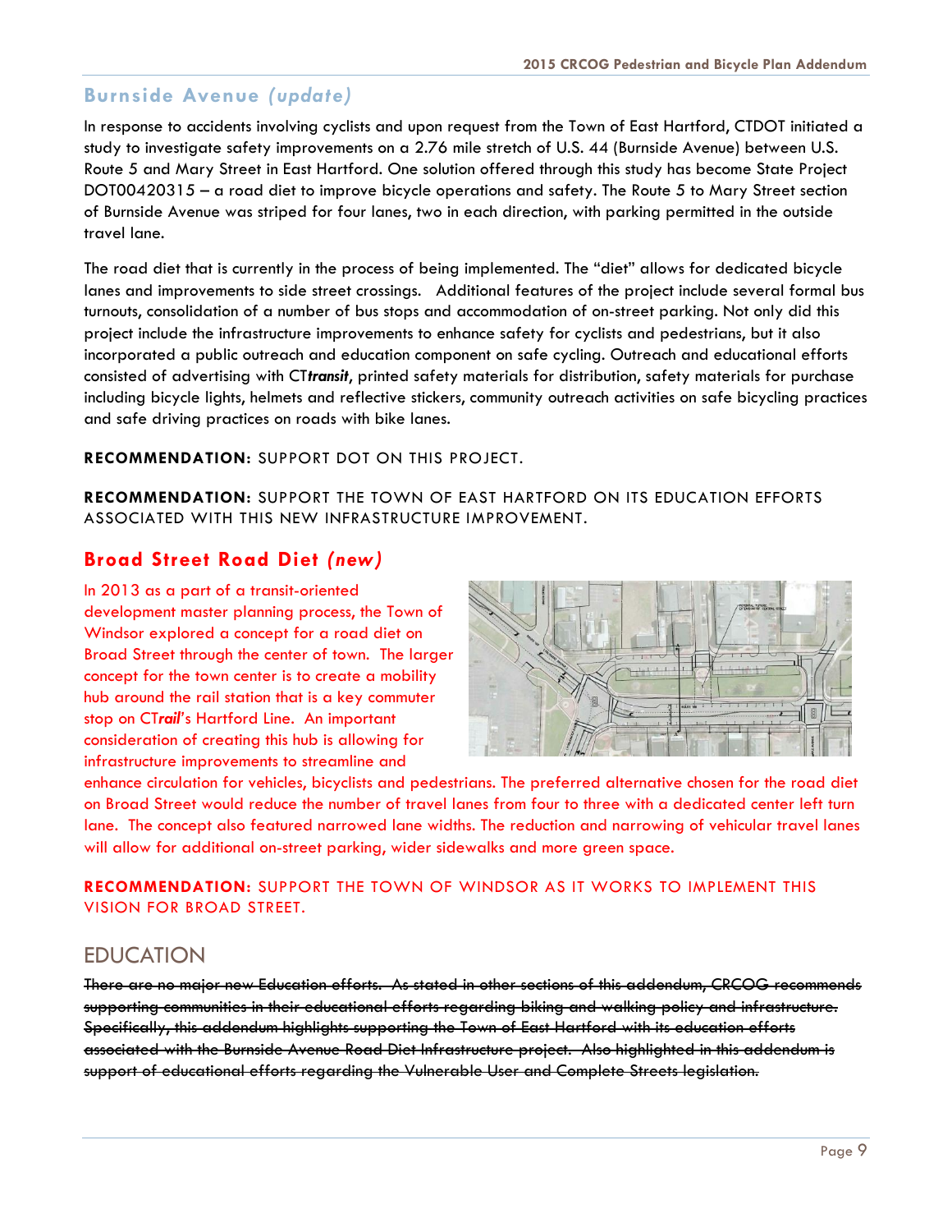## Burnside Avenue *(update)*

In response to accidents involving cyclists and upon request from the Town of East Hartford, CTDOT initiated a study to investigate safety improvements on a 2.76 mile stretch of U.S. 44 (Burnside Avenue) between U.S. Route 5 and Mary Street in East Hartford. One solution offered through this study has become State Project DOT00420315 – a road diet to improve bicycle operations and safety. The Route 5 to Mary Street section of Burnside Avenue was striped for four lanes, two in each direction, with parking permitted in the outside travel lane.

The road diet that is currently in the process of being implemented. The "diet" allows for dedicated bicycle lanes and improvements to side street crossings. Additional features of the project include several formal bus turnouts, consolidation of a number of bus stops and accommodation of on-street parking. Not only did this project include the infrastructure improvements to enhance safety for cyclists and pedestrians, but it also incorporated a public outreach and education component on safe cycling. Outreach and educational efforts consisted of advertising with CT***transit***, printed safety materials for distribution, safety materials for purchase including bicycle lights, helmets and reflective stickers, community outreach activities on safe bicycling practices and safe driving practices on roads with bike lanes.

**RECOMMENDATION:** SUPPORT DOT ON THIS PROJECT.

**RECOMMENDATION:** SUPPORT THE TOWN OF EAST HARTFORD ON ITS EDUCATION EFFORTS ASSOCIATED WITH THIS NEW INFRASTRUCTURE IMPROVEMENT.

## Broad Street Road Diet *(new)*

In 2013 as a part of a transit-oriented development master planning process, the Town of Windsor explored a concept for a road diet on Broad Street through the center of town. The larger concept for the town center is to create a mobility hub around the rail station that is a key commuter stop on CT***rail***'s Hartford Line. An important consideration of creating this hub is allowing for infrastructure improvements to streamline and enhance circulation for vehicles, bicyclists and pedestrians. The preferred alternative chosen for the road diet on Broad Street would reduce the number of travel lanes from four to three with a dedicated center left turn lane. The concept also featured narrowed lane widths. The reduction and narrowing of vehicular travel lanes will allow for additional on-street parking, wider sidewalks and more green space.

**RECOMMENDATION:** SUPPORT THE TOWN OF WINDSOR AS IT WORKS TO IMPLEMENT THIS VISION FOR BROAD STREET.

## EDUCATION

~~There are no major new Education efforts. As stated in other sections of this addendum, CRCOG recommends supporting communities in their educational efforts regarding biking and walking policy and infrastructure. Specifically, this addendum highlights supporting the Town of East Hartford with its education efforts associated with the Burnside Avenue Road Diet Infrastructure project. Also highlighted in this addendum is support of educational efforts regarding the Vulnerable User and Complete Streets legislation.~~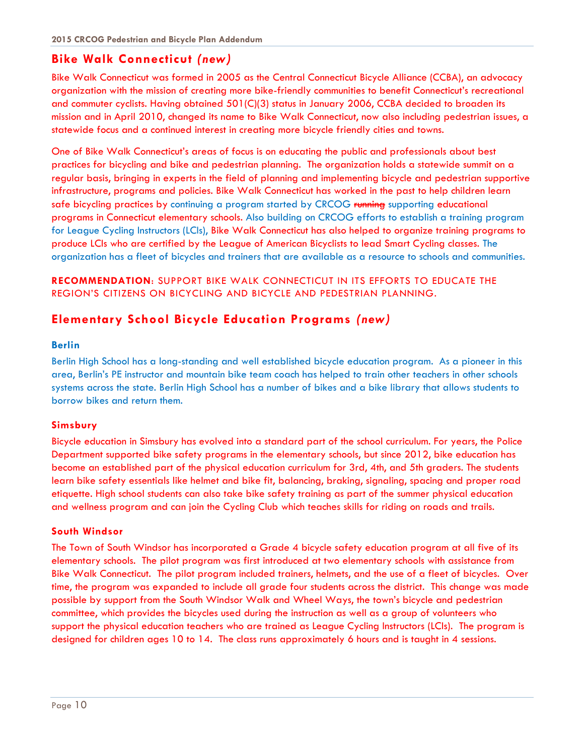## Bike Walk Connecticut *(new)*

Bike Walk Connecticut was formed in 2005 as the Central Connecticut Bicycle Alliance (CCBA), an advocacy organization with the mission of creating more bike-friendly communities to benefit Connecticut's recreational and commuter cyclists. Having obtained 501(C)(3) status in January 2006, CCBA decided to broaden its mission and in April 2010, changed its name to Bike Walk Connecticut, now also including pedestrian issues, a statewide focus and a continued interest in creating more bicycle friendly cities and towns.

One of Bike Walk Connecticut's areas of focus is on educating the public and professionals about best practices for bicycling and bike and pedestrian planning. The organization holds a statewide summit on a regular basis, bringing in experts in the field of planning and implementing bicycle and pedestrian supportive infrastructure, programs and policies. Bike Walk Connecticut has worked in the past to help children learn safe bicycling practices by continuing a program started by CRCOG ~~running~~ supporting educational programs in Connecticut elementary schools. Also building on CRCOG efforts to establish a training program for League Cycling Instructors (LCIs), Bike Walk Connecticut has also helped to organize training programs to produce LCIs who are certified by the League of American Bicyclists to lead Smart Cycling classes. The organization has a fleet of bicycles and trainers that are available as a resource to schools and communities.

**RECOMMENDATION**: SUPPORT BIKE WALK CONNECTICUT IN ITS EFFORTS TO EDUCATE THE REGION'S CITIZENS ON BICYCLING AND BICYCLE AND PEDESTRIAN PLANNING.

## Elementary School Bicycle Education Programs *(new)*

### Berlin

Berlin High School has a long-standing and well established bicycle education program. As a pioneer in this area, Berlin's PE instructor and mountain bike team coach has helped to train other teachers in other schools systems across the state. Berlin High School has a number of bikes and a bike library that allows students to borrow bikes and return them.

### Simsbury

Bicycle education in Simsbury has evolved into a standard part of the school curriculum. For years, the Police Department supported bike safety programs in the elementary schools, but since 2012, bike education has become an established part of the physical education curriculum for 3rd, 4th, and 5th graders. The students learn bike safety essentials like helmet and bike fit, balancing, braking, signaling, spacing and proper road etiquette. High school students can also take bike safety training as part of the summer physical education and wellness program and can join the Cycling Club which teaches skills for riding on roads and trails.

### South Windsor

The Town of South Windsor has incorporated a Grade 4 bicycle safety education program at all five of its elementary schools. The pilot program was first introduced at two elementary schools with assistance from Bike Walk Connecticut. The pilot program included trainers, helmets, and the use of a fleet of bicycles. Over time, the program was expanded to include all grade four students across the district. This change was made possible by support from the South Windsor Walk and Wheel Ways, the town's bicycle and pedestrian committee, which provides the bicycles used during the instruction as well as a group of volunteers who support the physical education teachers who are trained as League Cycling Instructors (LCIs). The program is designed for children ages 10 to 14. The class runs approximately 6 hours and is taught in 4 sessions.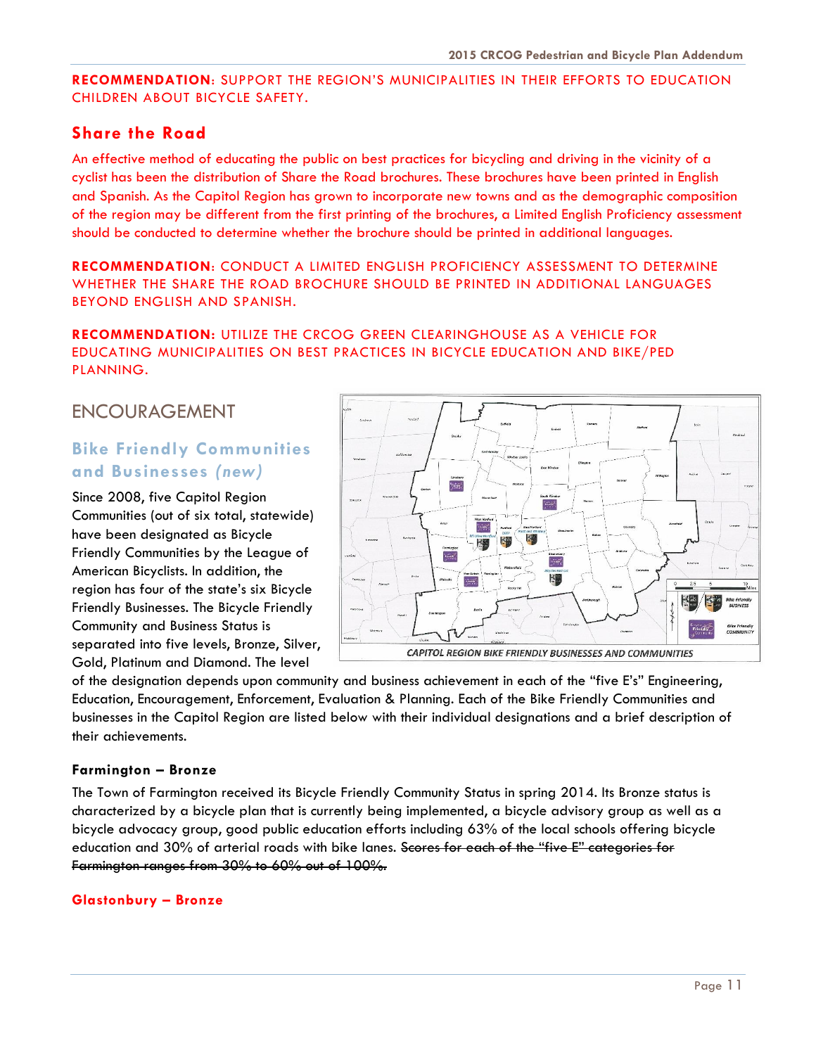**RECOMMENDATION**: SUPPORT THE REGION'S MUNICIPALITIES IN THEIR EFFORTS TO EDUCATION CHILDREN ABOUT BICYCLE SAFETY.

## Share the Road

An effective method of educating the public on best practices for bicycling and driving in the vicinity of a cyclist has been the distribution of Share the Road brochures. These brochures have been printed in English and Spanish. As the Capitol Region has grown to incorporate new towns and as the demographic composition of the region may be different from the first printing of the brochures, a Limited English Proficiency assessment should be conducted to determine whether the brochure should be printed in additional languages.

**RECOMMENDATION**: CONDUCT A LIMITED ENGLISH PROFICIENCY ASSESSMENT TO DETERMINE WHETHER THE SHARE THE ROAD BROCHURE SHOULD BE PRINTED IN ADDITIONAL LANGUAGES BEYOND ENGLISH AND SPANISH.

**RECOMMENDATION:** UTILIZE THE CRCOG GREEN CLEARINGHOUSE AS A VEHICLE FOR EDUCATING MUNICIPALITIES ON BEST PRACTICES IN BICYCLE EDUCATION AND BIKE/PED PLANNING.

# ENCOURAGEMENT

## Bike Friendly Communities and Businesses *(new)*

Since 2008, five Capitol Region Communities (out of six total, statewide) have been designated as Bicycle Friendly Communities by the League of American Bicyclists. In addition, the region has four of the state's six Bicycle Friendly Businesses. The Bicycle Friendly Community and Business Status is separated into five levels, Bronze, Silver, Gold, Platinum and Diamond. The level of the designation depends upon community and business achievement in each of the "five E's" Engineering, Education, Encouragement, Enforcement, Evaluation & Planning. Each of the Bike Friendly Communities and businesses in the Capitol Region are listed below with their individual designations and a brief description of their achievements.

CAPITOL REGION BIKE FRIENDLY BUSINESSES AND COMMUNITIES

### Farmington – Bronze

The Town of Farmington received its Bicycle Friendly Community Status in spring 2014. Its Bronze status is characterized by a bicycle plan that is currently being implemented, a bicycle advisory group as well as a bicycle advocacy group, good public education efforts including 63% of the local schools offering bicycle education and 30% of arterial roads with bike lanes. ~~Scores for each of the "five E" categories for Farmington ranges from 30% to 60% out of 100%.~~

### Glastonbury – Bronze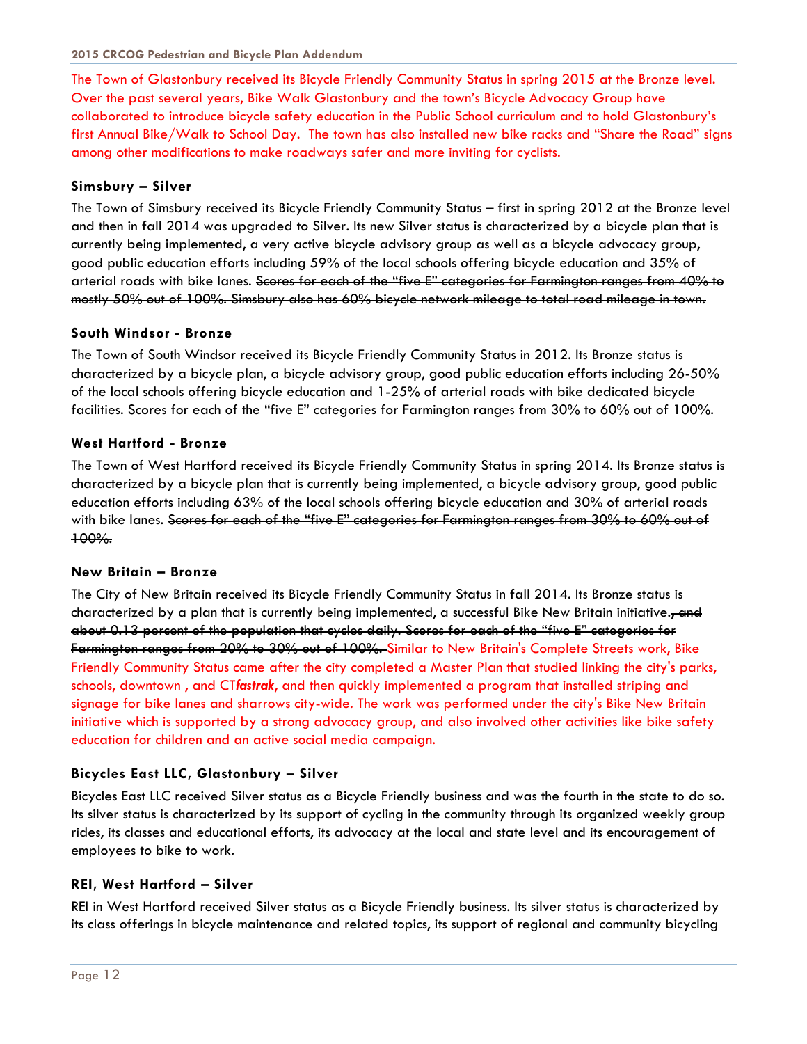The Town of Glastonbury received its Bicycle Friendly Community Status in spring 2015 at the Bronze level. Over the past several years, Bike Walk Glastonbury and the town's Bicycle Advocacy Group have collaborated to introduce bicycle safety education in the Public School curriculum and to hold Glastonbury's first Annual Bike/Walk to School Day. The town has also installed new bike racks and "Share the Road" signs among other modifications to make roadways safer and more inviting for cyclists.

### Simsbury – Silver

The Town of Simsbury received its Bicycle Friendly Community Status – first in spring 2012 at the Bronze level and then in fall 2014 was upgraded to Silver. Its new Silver status is characterized by a bicycle plan that is currently being implemented, a very active bicycle advisory group as well as a bicycle advocacy group, good public education efforts including 59% of the local schools offering bicycle education and 35% of arterial roads with bike lanes. ~~Scores for each of the "five E" categories for Farmington ranges from 40% to mostly 50% out of 100%. Simsbury also has 60% bicycle network mileage to total road mileage in town.~~

### South Windsor - Bronze

The Town of South Windsor received its Bicycle Friendly Community Status in 2012. Its Bronze status is characterized by a bicycle plan, a bicycle advisory group, good public education efforts including 26-50% of the local schools offering bicycle education and 1-25% of arterial roads with bike dedicated bicycle facilities. ~~Scores for each of the "five E" categories for Farmington ranges from 30% to 60% out of 100%.~~

### West Hartford - Bronze

The Town of West Hartford received its Bicycle Friendly Community Status in spring 2014. Its Bronze status is characterized by a bicycle plan that is currently being implemented, a bicycle advisory group, good public education efforts including 63% of the local schools offering bicycle education and 30% of arterial roads with bike lanes. ~~Scores for each of the "five E" categories for Farmington ranges from 30% to 60% out of 100%.~~

### New Britain – Bronze

The City of New Britain received its Bicycle Friendly Community Status in fall 2014. Its Bronze status is characterized by a plan that is currently being implemented, a successful Bike New Britain initiative.~~, and about 0.13 percent of the population that cycles daily. Scores for each of the "five E" categories for Farmington ranges from 20% to 30% out of 100%.~~ Similar to New Britain's Complete Streets work, Bike Friendly Community Status came after the city completed a Master Plan that studied linking the city's parks, schools, downtown , and CT***fastrak***, and then quickly implemented a program that installed striping and signage for bike lanes and sharrows city-wide. The work was performed under the city's Bike New Britain initiative which is supported by a strong advocacy group, and also involved other activities like bike safety education for children and an active social media campaign.

### Bicycles East LLC, Glastonbury – Silver

Bicycles East LLC received Silver status as a Bicycle Friendly business and was the fourth in the state to do so. Its silver status is characterized by its support of cycling in the community through its organized weekly group rides, its classes and educational efforts, its advocacy at the local and state level and its encouragement of employees to bike to work.

### REI, West Hartford – Silver

REI in West Hartford received Silver status as a Bicycle Friendly business. Its silver status is characterized by its class offerings in bicycle maintenance and related topics, its support of regional and community bicycling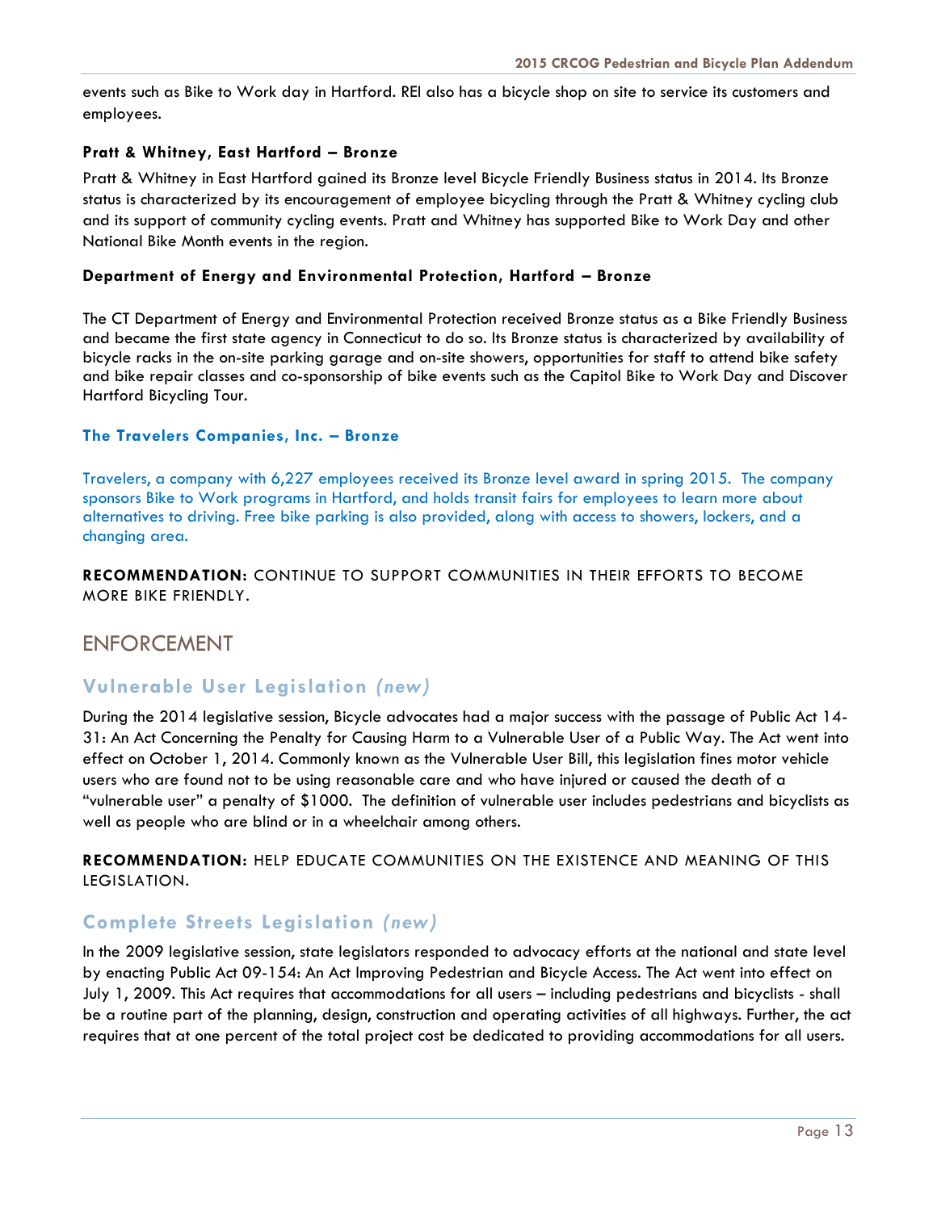events such as Bike to Work day in Hartford. REI also has a bicycle shop on site to service its customers and employees.

**Pratt & Whitney, East Hartford – Bronze**

Pratt & Whitney in East Hartford gained its Bronze level Bicycle Friendly Business status in 2014. Its Bronze status is characterized by its encouragement of employee bicycling through the Pratt & Whitney cycling club and its support of community cycling events. Pratt and Whitney has supported Bike to Work Day and other National Bike Month events in the region.

**Department of Energy and Environmental Protection, Hartford – Bronze**

The CT Department of Energy and Environmental Protection received Bronze status as a Bike Friendly Business and became the first state agency in Connecticut to do so. Its Bronze status is characterized by availability of bicycle racks in the on-site parking garage and on-site showers, opportunities for staff to attend bike safety and bike repair classes and co-sponsorship of bike events such as the Capitol Bike to Work Day and Discover Hartford Bicycling Tour.

**The Travelers Companies, Inc. – Bronze**

Travelers, a company with 6,227 employees received its Bronze level award in spring 2015. The company sponsors Bike to Work programs in Hartford, and holds transit fairs for employees to learn more about alternatives to driving. Free bike parking is also provided, along with access to showers, lockers, and a changing area.

**RECOMMENDATION:** CONTINUE TO SUPPORT COMMUNITIES IN THEIR EFFORTS TO BECOME MORE BIKE FRIENDLY.

## ENFORCEMENT

### Vulnerable User Legislation *(new)*

During the 2014 legislative session, Bicycle advocates had a major success with the passage of Public Act 14-31: An Act Concerning the Penalty for Causing Harm to a Vulnerable User of a Public Way. The Act went into effect on October 1, 2014. Commonly known as the Vulnerable User Bill, this legislation fines motor vehicle users who are found not to be using reasonable care and who have injured or caused the death of a "vulnerable user" a penalty of $1000. The definition of vulnerable user includes pedestrians and bicyclists as well as people who are blind or in a wheelchair among others.

**RECOMMENDATION:** HELP EDUCATE COMMUNITIES ON THE EXISTENCE AND MEANING OF THIS LEGISLATION.

### Complete Streets Legislation *(new)*

In the 2009 legislative session, state legislators responded to advocacy efforts at the national and state level by enacting Public Act 09-154: An Act Improving Pedestrian and Bicycle Access. The Act went into effect on July 1, 2009. This Act requires that accommodations for all users – including pedestrians and bicyclists - shall be a routine part of the planning, design, construction and operating activities of all highways. Further, the act requires that at one percent of the total project cost be dedicated to providing accommodations for all users.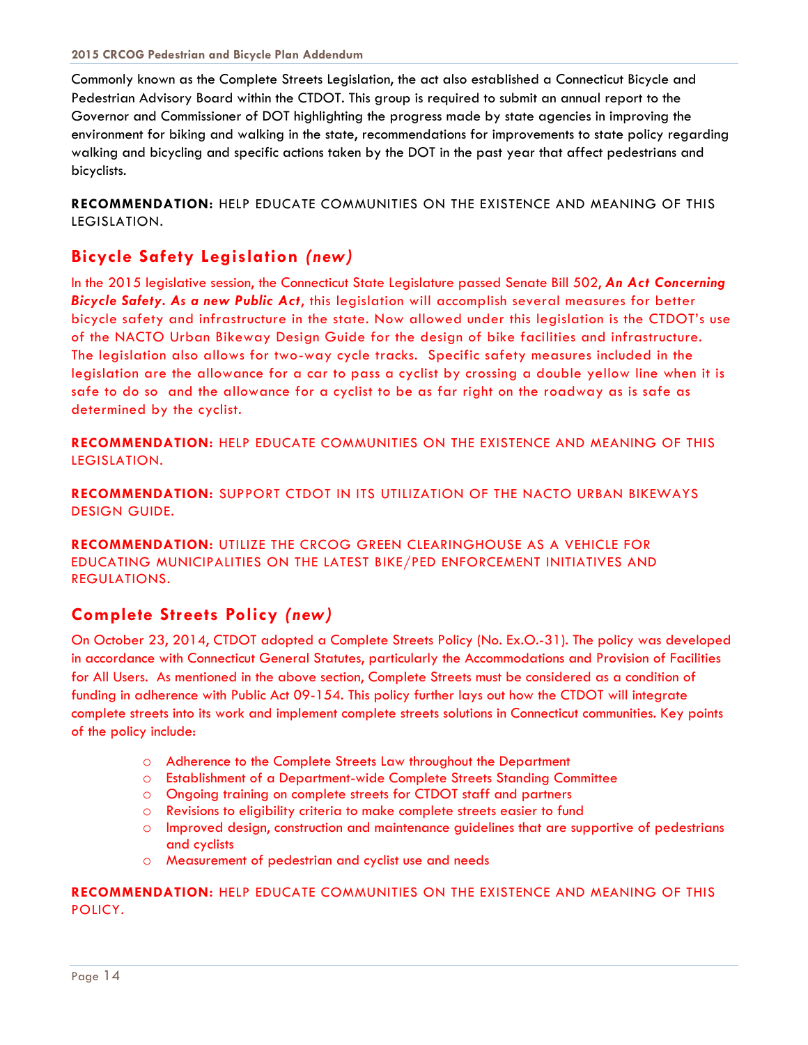Commonly known as the Complete Streets Legislation, the act also established a Connecticut Bicycle and Pedestrian Advisory Board within the CTDOT. This group is required to submit an annual report to the Governor and Commissioner of DOT highlighting the progress made by state agencies in improving the environment for biking and walking in the state, recommendations for improvements to state policy regarding walking and bicycling and specific actions taken by the DOT in the past year that affect pedestrians and bicyclists.

**RECOMMENDATION:** HELP EDUCATE COMMUNITIES ON THE EXISTENCE AND MEANING OF THIS LEGISLATION.

## Bicycle Safety Legislation *(new)*

In the 2015 legislative session, the Connecticut State Legislature passed Senate Bill 502, ***An Act Concerning Bicycle Safety. As a new Public Act***, this legislation will accomplish several measures for better bicycle safety and infrastructure in the state. Now allowed under this legislation is the CTDOT's use of the NACTO Urban Bikeway Design Guide for the design of bike facilities and infrastructure. The legislation also allows for two-way cycle tracks. Specific safety measures included in the legislation are the allowance for a car to pass a cyclist by crossing a double yellow line when it is safe to do so and the allowance for a cyclist to be as far right on the roadway as is safe as determined by the cyclist.

**RECOMMENDATION:** HELP EDUCATE COMMUNITIES ON THE EXISTENCE AND MEANING OF THIS LEGISLATION.

**RECOMMENDATION:** SUPPORT CTDOT IN ITS UTILIZATION OF THE NACTO URBAN BIKEWAYS DESIGN GUIDE.

**RECOMMENDATION:** UTILIZE THE CRCOG GREEN CLEARINGHOUSE AS A VEHICLE FOR EDUCATING MUNICIPALITIES ON THE LATEST BIKE/PED ENFORCEMENT INITIATIVES AND REGULATIONS.

## Complete Streets Policy *(new)*

On October 23, 2014, CTDOT adopted a Complete Streets Policy (No. Ex.O.-31). The policy was developed in accordance with Connecticut General Statutes, particularly the Accommodations and Provision of Facilities for All Users. As mentioned in the above section, Complete Streets must be considered as a condition of funding in adherence with Public Act 09-154. This policy further lays out how the CTDOT will integrate complete streets into its work and implement complete streets solutions in Connecticut communities. Key points of the policy include:

- Adherence to the Complete Streets Law throughout the Department
- Establishment of a Department-wide Complete Streets Standing Committee
- Ongoing training on complete streets for CTDOT staff and partners
- Revisions to eligibility criteria to make complete streets easier to fund
- Improved design, construction and maintenance guidelines that are supportive of pedestrians and cyclists
- Measurement of pedestrian and cyclist use and needs

**RECOMMENDATION:** HELP EDUCATE COMMUNITIES ON THE EXISTENCE AND MEANING OF THIS POLICY.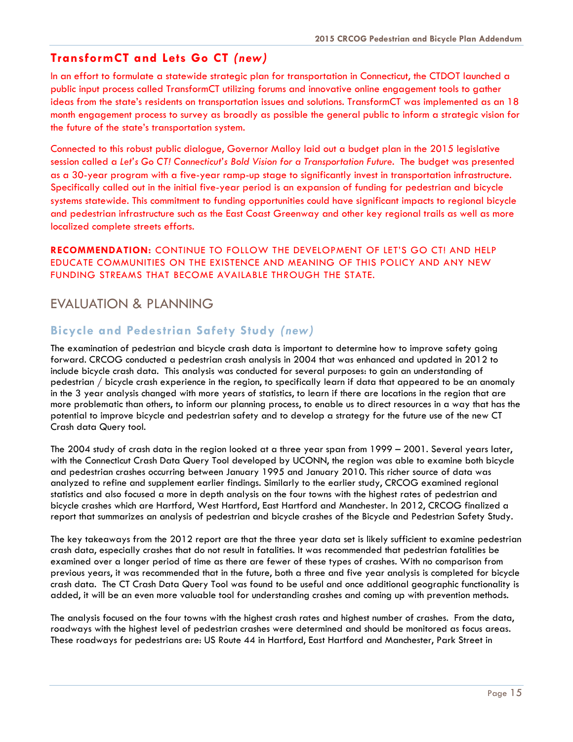## TransformCT and Lets Go CT *(new)*

In an effort to formulate a statewide strategic plan for transportation in Connecticut, the CTDOT launched a public input process called TransformCT utilizing forums and innovative online engagement tools to gather ideas from the state's residents on transportation issues and solutions. TransformCT was implemented as an 18 month engagement process to survey as broadly as possible the general public to inform a strategic vision for the future of the state's transportation system.

Connected to this robust public dialogue, Governor Malloy laid out a budget plan in the 2015 legislative session called a *Let's Go CT! Connecticut's Bold Vision for a Transportation Future*. The budget was presented as a 30-year program with a five-year ramp-up stage to significantly invest in transportation infrastructure. Specifically called out in the initial five-year period is an expansion of funding for pedestrian and bicycle systems statewide. This commitment to funding opportunities could have significant impacts to regional bicycle and pedestrian infrastructure such as the East Coast Greenway and other key regional trails as well as more localized complete streets efforts.

**RECOMMENDATION:** CONTINUE TO FOLLOW THE DEVELOPMENT OF LET'S GO CT! AND HELP EDUCATE COMMUNITIES ON THE EXISTENCE AND MEANING OF THIS POLICY AND ANY NEW FUNDING STREAMS THAT BECOME AVAILABLE THROUGH THE STATE.

# EVALUATION & PLANNING

## Bicycle and Pedestrian Safety Study *(new)*

The examination of pedestrian and bicycle crash data is important to determine how to improve safety going forward. CRCOG conducted a pedestrian crash analysis in 2004 that was enhanced and updated in 2012 to include bicycle crash data. This analysis was conducted for several purposes: to gain an understanding of pedestrian / bicycle crash experience in the region, to specifically learn if data that appeared to be an anomaly in the 3 year analysis changed with more years of statistics, to learn if there are locations in the region that are more problematic than others, to inform our planning process, to enable us to direct resources in a way that has the potential to improve bicycle and pedestrian safety and to develop a strategy for the future use of the new CT Crash data Query tool.

The 2004 study of crash data in the region looked at a three year span from 1999 – 2001. Several years later, with the Connecticut Crash Data Query Tool developed by UCONN, the region was able to examine both bicycle and pedestrian crashes occurring between January 1995 and January 2010. This richer source of data was analyzed to refine and supplement earlier findings. Similarly to the earlier study, CRCOG examined regional statistics and also focused a more in depth analysis on the four towns with the highest rates of pedestrian and bicycle crashes which are Hartford, West Hartford, East Hartford and Manchester. In 2012, CRCOG finalized a report that summarizes an analysis of pedestrian and bicycle crashes of the Bicycle and Pedestrian Safety Study.

The key takeaways from the 2012 report are that the three year data set is likely sufficient to examine pedestrian crash data, especially crashes that do not result in fatalities. It was recommended that pedestrian fatalities be examined over a longer period of time as there are fewer of these types of crashes. With no comparison from previous years, it was recommended that in the future, both a three and five year analysis is completed for bicycle crash data. The CT Crash Data Query Tool was found to be useful and once additional geographic functionality is added, it will be an even more valuable tool for understanding crashes and coming up with prevention methods.

The analysis focused on the four towns with the highest crash rates and highest number of crashes. From the data, roadways with the highest level of pedestrian crashes were determined and should be monitored as focus areas. These roadways for pedestrians are: US Route 44 in Hartford, East Hartford and Manchester, Park Street in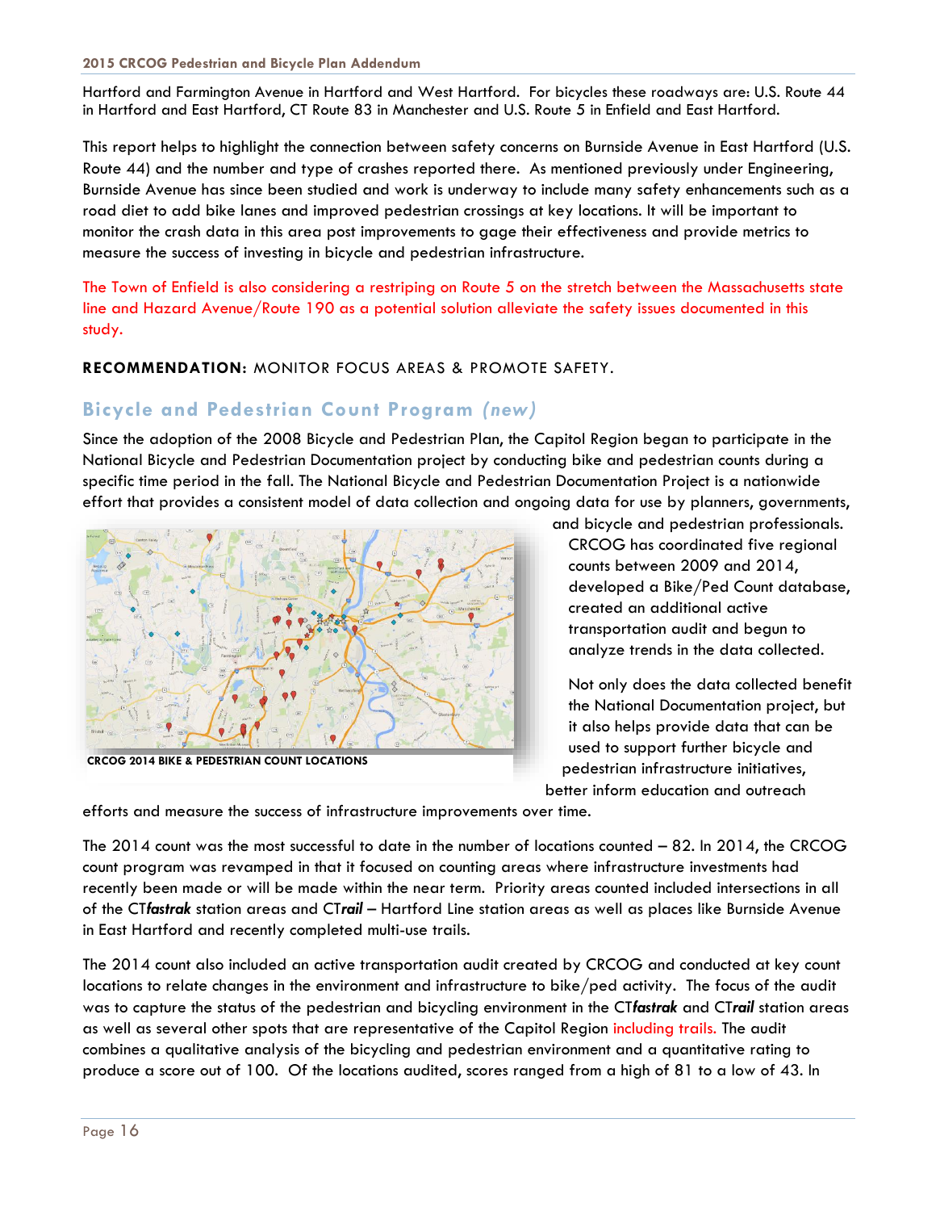Hartford and Farmington Avenue in Hartford and West Hartford. For bicycles these roadways are: U.S. Route 44 in Hartford and East Hartford, CT Route 83 in Manchester and U.S. Route 5 in Enfield and East Hartford.

This report helps to highlight the connection between safety concerns on Burnside Avenue in East Hartford (U.S. Route 44) and the number and type of crashes reported there. As mentioned previously under Engineering, Burnside Avenue has since been studied and work is underway to include many safety enhancements such as a road diet to add bike lanes and improved pedestrian crossings at key locations. It will be important to monitor the crash data in this area post improvements to gage their effectiveness and provide metrics to measure the success of investing in bicycle and pedestrian infrastructure.

The Town of Enfield is also considering a restriping on Route 5 on the stretch between the Massachusetts state line and Hazard Avenue/Route 190 as a potential solution alleviate the safety issues documented in this study.

**RECOMMENDATION:** MONITOR FOCUS AREAS & PROMOTE SAFETY.

## Bicycle and Pedestrian Count Program *(new)*

Since the adoption of the 2008 Bicycle and Pedestrian Plan, the Capitol Region began to participate in the National Bicycle and Pedestrian Documentation project by conducting bike and pedestrian counts during a specific time period in the fall. The National Bicycle and Pedestrian Documentation Project is a nationwide effort that provides a consistent model of data collection and ongoing data for use by planners, governments, and bicycle and pedestrian professionals. CRCOG has coordinated five regional counts between 2009 and 2014, developed a Bike/Ped Count database, created an additional active transportation audit and begun to analyze trends in the data collected.

CRCOG 2014 BIKE & PEDESTRIAN COUNT LOCATIONS

Not only does the data collected benefit the National Documentation project, but it also helps provide data that can be used to support further bicycle and pedestrian infrastructure initiatives, better inform education and outreach efforts and measure the success of infrastructure improvements over time.

The 2014 count was the most successful to date in the number of locations counted – 82. In 2014, the CRCOG count program was revamped in that it focused on counting areas where infrastructure investments had recently been made or will be made within the near term. Priority areas counted included intersections in all of the CT***fastrak*** station areas and CT***rail*** – Hartford Line station areas as well as places like Burnside Avenue in East Hartford and recently completed multi-use trails.

The 2014 count also included an active transportation audit created by CRCOG and conducted at key count locations to relate changes in the environment and infrastructure to bike/ped activity. The focus of the audit was to capture the status of the pedestrian and bicycling environment in the CT***fastrak*** and CT***rail*** station areas as well as several other spots that are representative of the Capitol Region including trails. The audit combines a qualitative analysis of the bicycling and pedestrian environment and a quantitative rating to produce a score out of 100. Of the locations audited, scores ranged from a high of 81 to a low of 43. In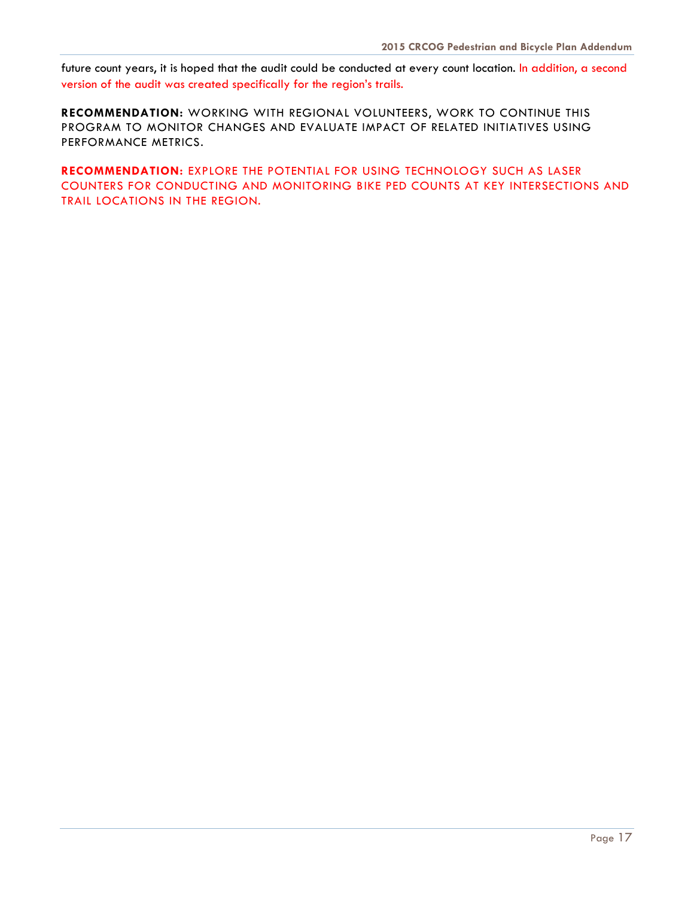future count years, it is hoped that the audit could be conducted at every count location. In addition, a second version of the audit was created specifically for the region's trails.

**RECOMMENDATION:** WORKING WITH REGIONAL VOLUNTEERS, WORK TO CONTINUE THIS PROGRAM TO MONITOR CHANGES AND EVALUATE IMPACT OF RELATED INITIATIVES USING PERFORMANCE METRICS.

**RECOMMENDATION:** EXPLORE THE POTENTIAL FOR USING TECHNOLOGY SUCH AS LASER COUNTERS FOR CONDUCTING AND MONITORING BIKE PED COUNTS AT KEY INTERSECTIONS AND TRAIL LOCATIONS IN THE REGION.